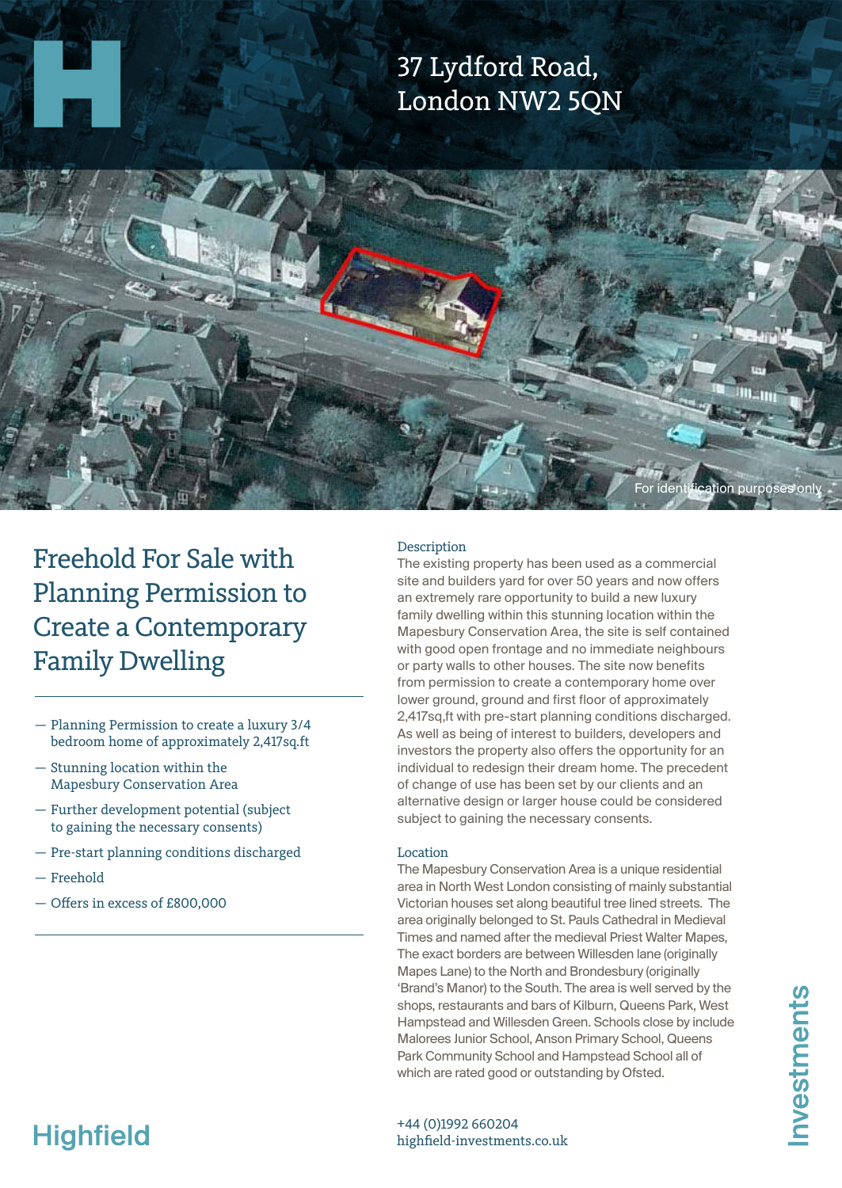# 37 Lydford Road, London NW2 5QN

For identification purposes only

## Freehold For Sale with Planning Permission to Create a Contemporary Family Dwelling

- Planning Permission to create a luxury 3/4 bedroom home of approximately 2,417sq.ft
- Stunning location within the Mapesbury Conservation Area
- Further development potential (subject to gaining the necessary consents)
- Pre-start planning conditions discharged
- Freehold
- Offers in excess of £800,000

### Description

The existing property has been used as a commercial site and builders yard for over 50 years and now offers an extremely rare opportunity to build a new luxury family dwelling within this stunning location within the Mapesbury Conservation Area, the site is self contained with good open frontage and no immediate neighbours or party walls to other houses. The site now benefits from permission to create a contemporary home over lower ground, ground and first floor of approximately 2,417sq,ft with pre-start planning conditions discharged. As well as being of interest to builders, developers and investors the property also offers the opportunity for an individual to redesign their dream home. The precedent of change of use has been set by our clients and an alternative design or larger house could be considered subject to gaining the necessary consents.

### Location

The Mapesbury Conservation Area is a unique residential area in North West London consisting of mainly substantial Victorian houses set along beautiful tree lined streets. The area originally belonged to St. Pauls Cathedral in Medieval Times and named after the medieval Priest Walter Mapes, The exact borders are between Willesden lane (originally Mapes Lane) to the North and Brondesbury (originally 'Brand's Manor) to the South. The area is well served by the shops, restaurants and bars of Kilburn, Queens Park, West Hampstead and Willesden Green. Schools close by include Malorees Junior School, Anson Primary School, Queens Park Community School and Hampstead School all of which are rated good or outstanding by Ofsted.

+44 (0)1992 660204
highfield-investments.co.uk

Highfield Investments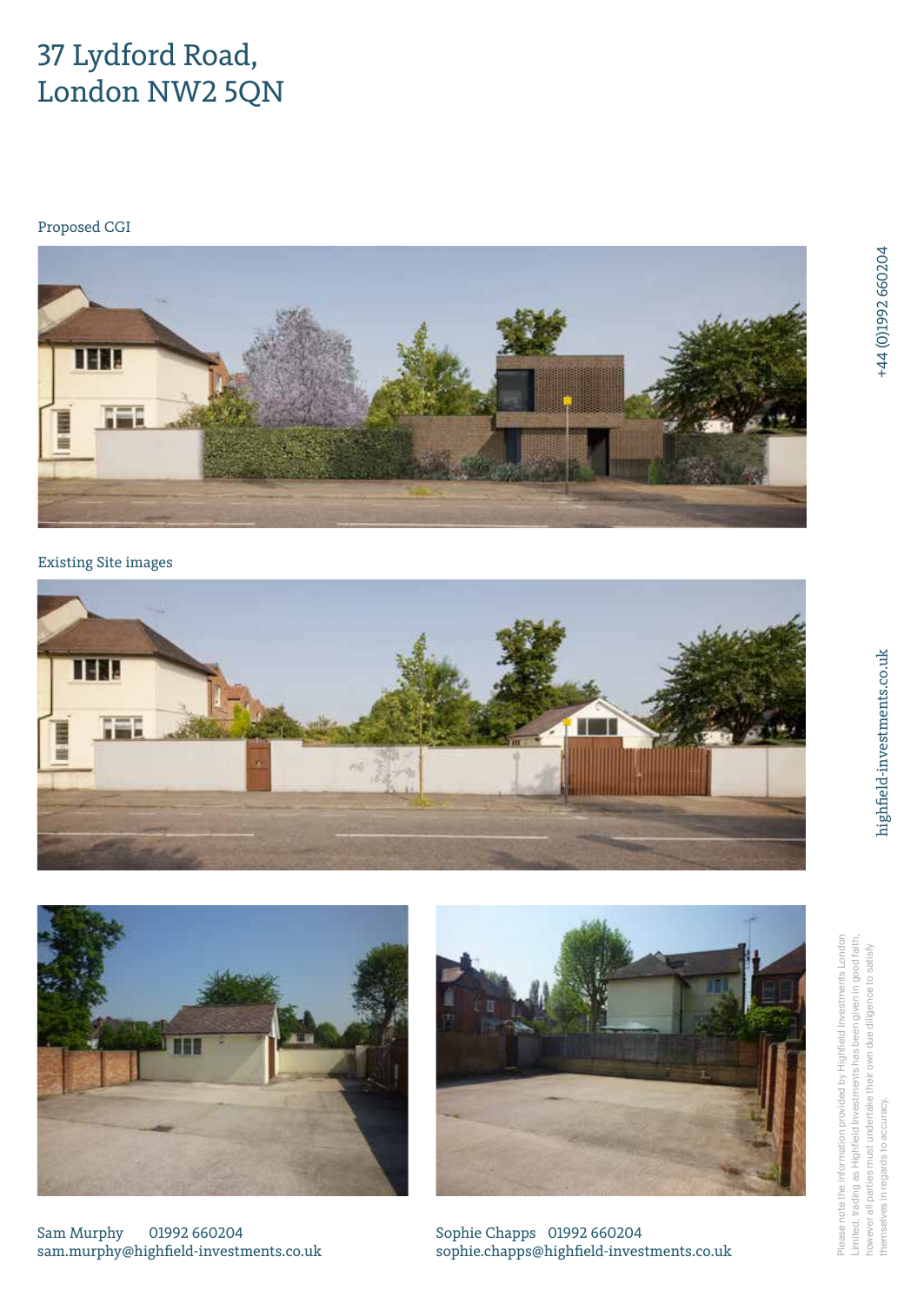# 37 Lydford Road, London NW2 5QN

Proposed CGI

Existing Site images

Sam Murphy 01992 660204
sam.murphy@highfield-investments.co.uk

Sophie Chapps 01992 660204
sophie.chapps@highfield-investments.co.uk

+44 (0)1992 660204

highfield-investments.co.uk

Please note the information provided by Highfield Investments London Limited, trading as Highfield Investments has been given in good faith, however all parties must undertake their own due diligence to satisfy themselves in regards to accuracy.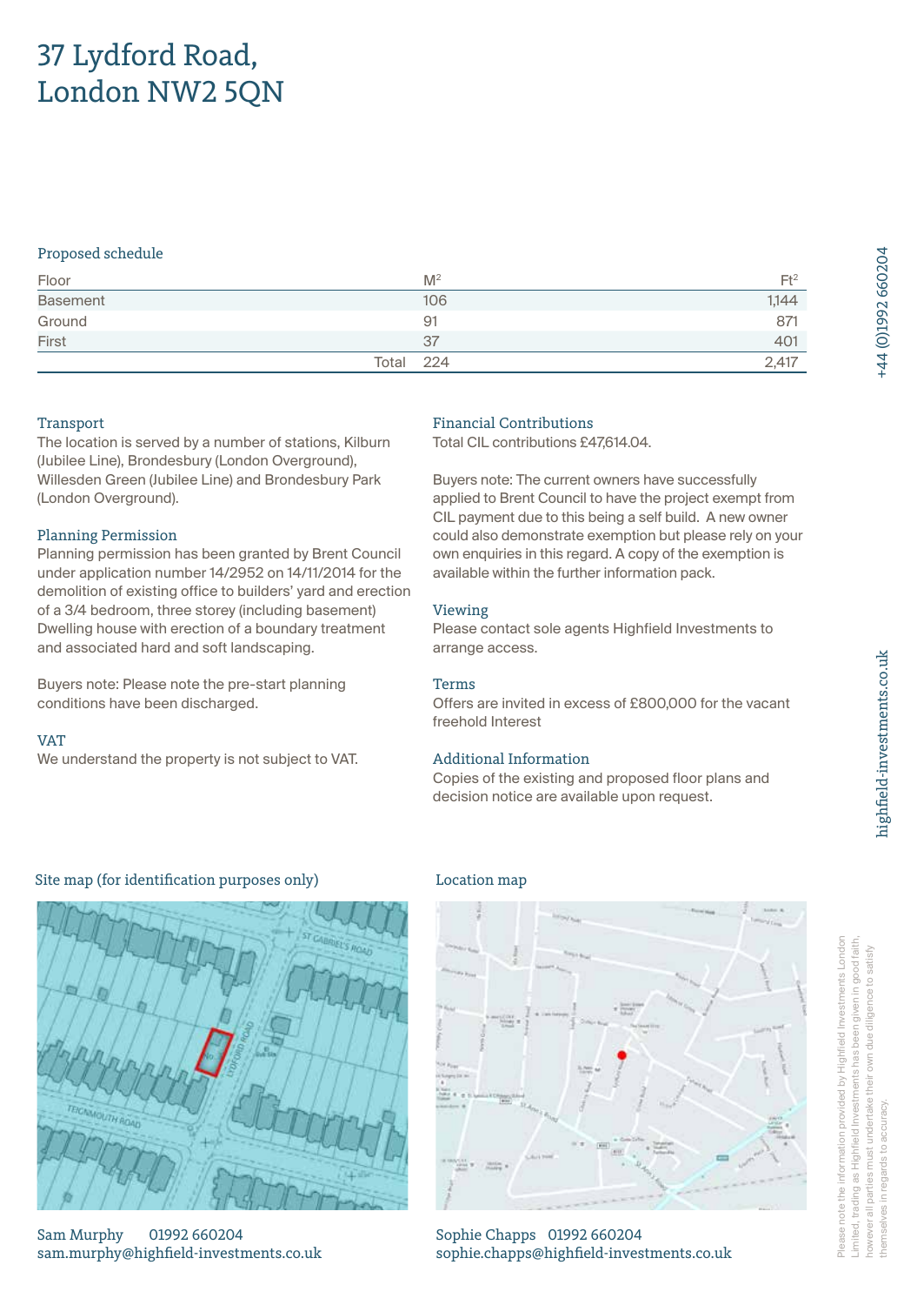# 37 Lydford Road, London NW2 5QN

## Proposed schedule

| Floor | $M^2$ | $Ft^2$ |
|---|---|---|
| Basement | 106 | 1,144 |
| Ground | 91 | 871 |
| First | 37 | 401 |
| Total | 224 | 2,417 |

### Transport

The location is served by a number of stations, Kilburn (Jubilee Line), Brondesbury (London Overground), Willesden Green (Jubilee Line) and Brondesbury Park (London Overground).

### Planning Permission

Planning permission has been granted by Brent Council under application number 14/2952 on 14/11/2014 for the demolition of existing office to builders' yard and erection of a 3/4 bedroom, three storey (including basement) Dwelling house with erection of a boundary treatment and associated hard and soft landscaping.

Buyers note: Please note the pre-start planning conditions have been discharged.

### VAT

We understand the property is not subject to VAT.

### Financial Contributions

Total CIL contributions £47,614.04.

Buyers note: The current owners have successfully applied to Brent Council to have the project exempt from CIL payment due to this being a self build. A new owner could also demonstrate exemption but please rely on your own enquiries in this regard. A copy of the exemption is available within the further information pack.

### Viewing

Please contact sole agents Highfield Investments to arrange access.

### Terms

Offers are invited in excess of £800,000 for the vacant freehold Interest

### Additional Information

Copies of the existing and proposed floor plans and decision notice are available upon request.

Site map (for identification purposes only)

ST GABRIEL'S ROAD

LYDFORD ROAD

TEIGNMOUTH ROAD

Location map

Sam Murphy 01992 660204
sam.murphy@highfield-investments.co.uk

Sophie Chapps 01992 660204
sophie.chapps@highfield-investments.co.uk

+44 (0)1992 660204

highfield-investments.co.uk

Please note the information provided by Highfield Investments London Limited, trading as Highfield Investments has been given in good faith, however all parties must undertake their own due diligence to satisfy themselves in regards to accuracy.